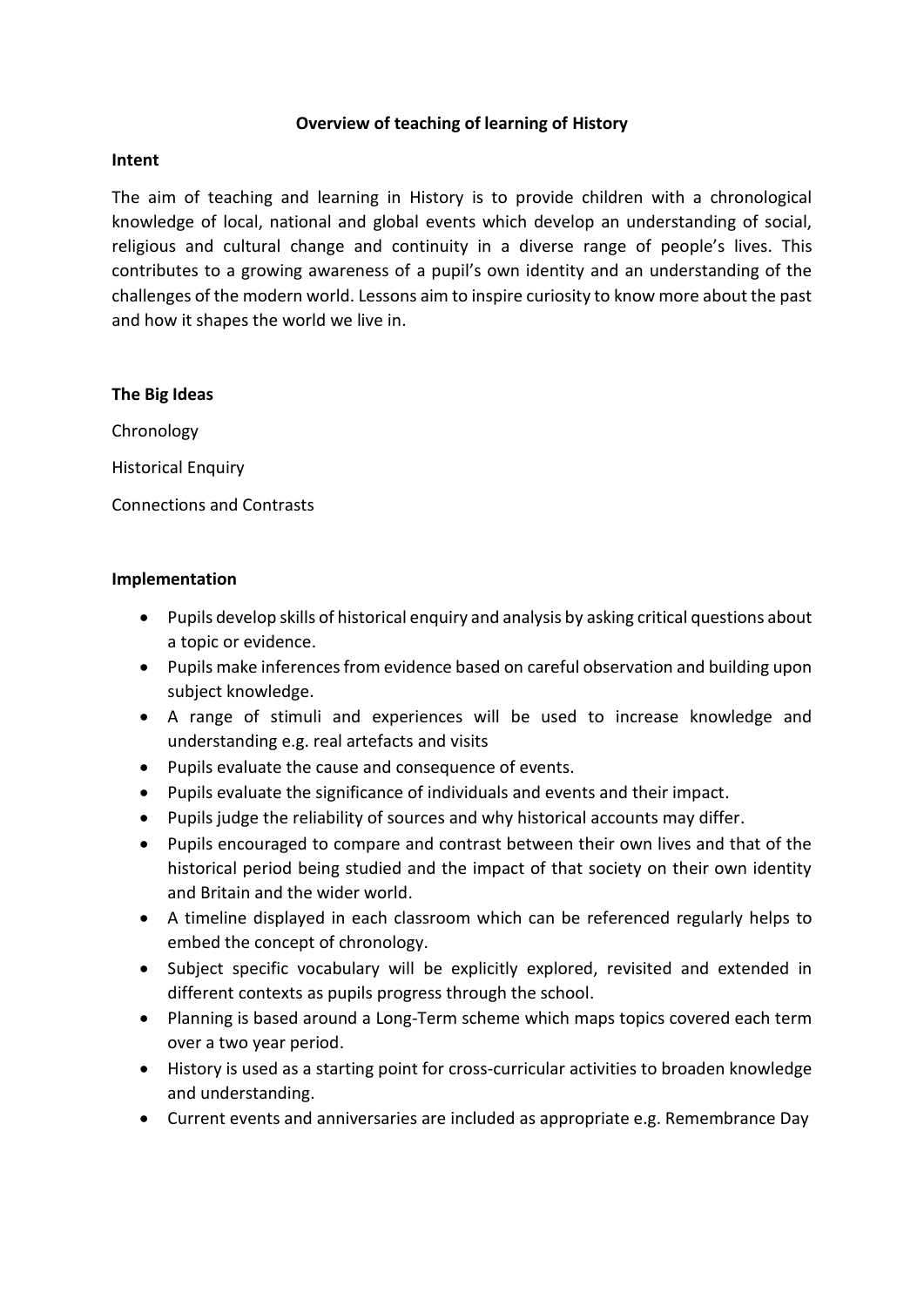# Overview of teaching of learning of History

## Intent

The aim of teaching and learning in History is to provide children with a chronological knowledge of local, national and global events which develop an understanding of social, religious and cultural change and continuity in a diverse range of people's lives. This contributes to a growing awareness of a pupil's own identity and an understanding of the challenges of the modern world. Lessons aim to inspire curiosity to know more about the past and how it shapes the world we live in.

## The Big Ideas

Chronology

Historical Enquiry

Connections and Contrasts

## Implementation

- Pupils develop skills of historical enquiry and analysis by asking critical questions about a topic or evidence.
- Pupils make inferences from evidence based on careful observation and building upon subject knowledge.
- A range of stimuli and experiences will be used to increase knowledge and understanding e.g. real artefacts and visits
- Pupils evaluate the cause and consequence of events.
- Pupils evaluate the significance of individuals and events and their impact.
- Pupils judge the reliability of sources and why historical accounts may differ.
- Pupils encouraged to compare and contrast between their own lives and that of the historical period being studied and the impact of that society on their own identity and Britain and the wider world.
- A timeline displayed in each classroom which can be referenced regularly helps to embed the concept of chronology.
- Subject specific vocabulary will be explicitly explored, revisited and extended in different contexts as pupils progress through the school.
- Planning is based around a Long-Term scheme which maps topics covered each term over a two year period.
- History is used as a starting point for cross-curricular activities to broaden knowledge and understanding.
- Current events and anniversaries are included as appropriate e.g. Remembrance Day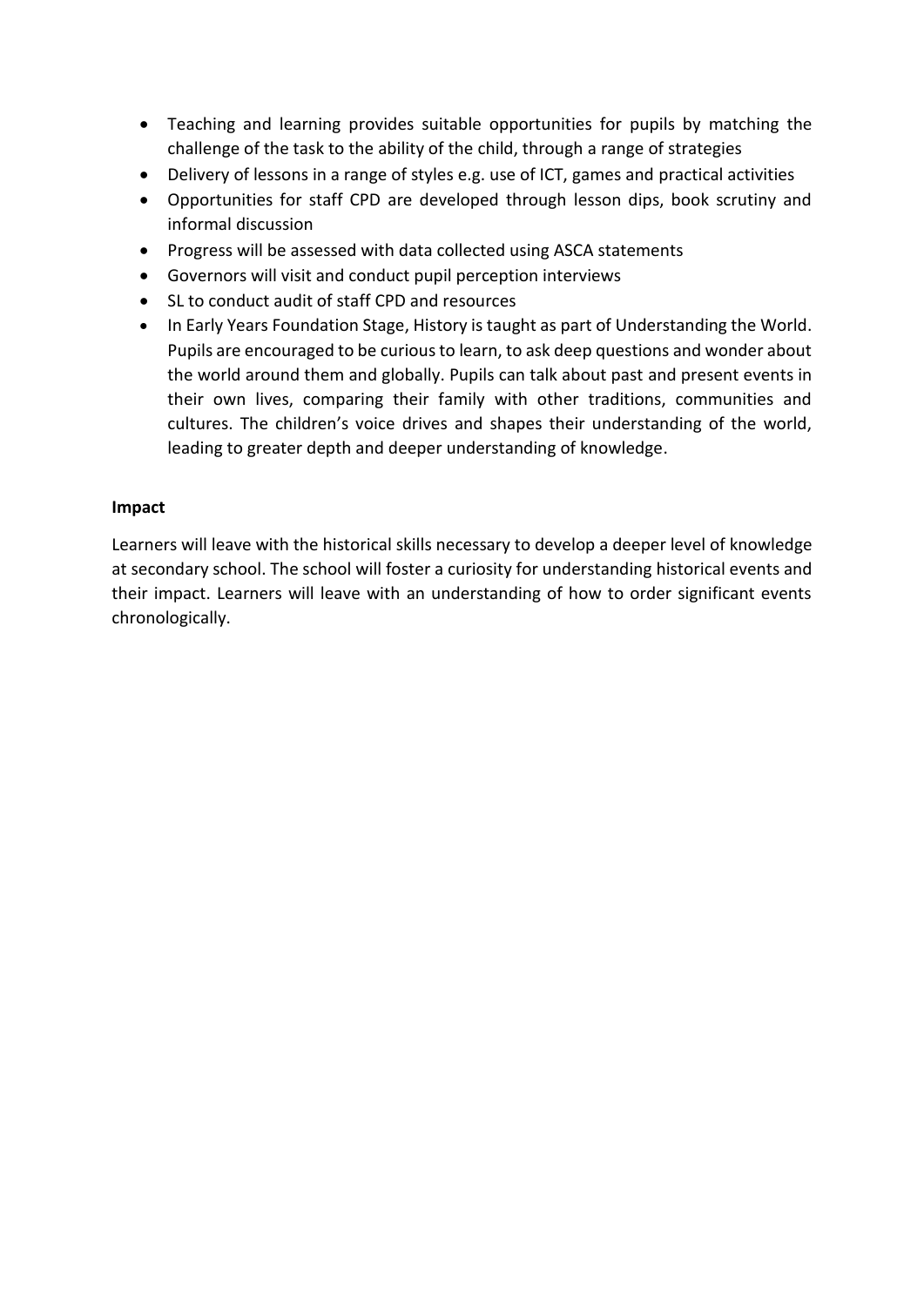- Teaching and learning provides suitable opportunities for pupils by matching the challenge of the task to the ability of the child, through a range of strategies
- Delivery of lessons in a range of styles e.g. use of ICT, games and practical activities
- Opportunities for staff CPD are developed through lesson dips, book scrutiny and informal discussion
- Progress will be assessed with data collected using ASCA statements
- Governors will visit and conduct pupil perception interviews
- SL to conduct audit of staff CPD and resources
- In Early Years Foundation Stage, History is taught as part of Understanding the World. Pupils are encouraged to be curious to learn, to ask deep questions and wonder about the world around them and globally. Pupils can talk about past and present events in their own lives, comparing their family with other traditions, communities and cultures. The children's voice drives and shapes their understanding of the world, leading to greater depth and deeper understanding of knowledge.

**Impact**

Learners will leave with the historical skills necessary to develop a deeper level of knowledge at secondary school. The school will foster a curiosity for understanding historical events and their impact. Learners will leave with an understanding of how to order significant events chronologically.